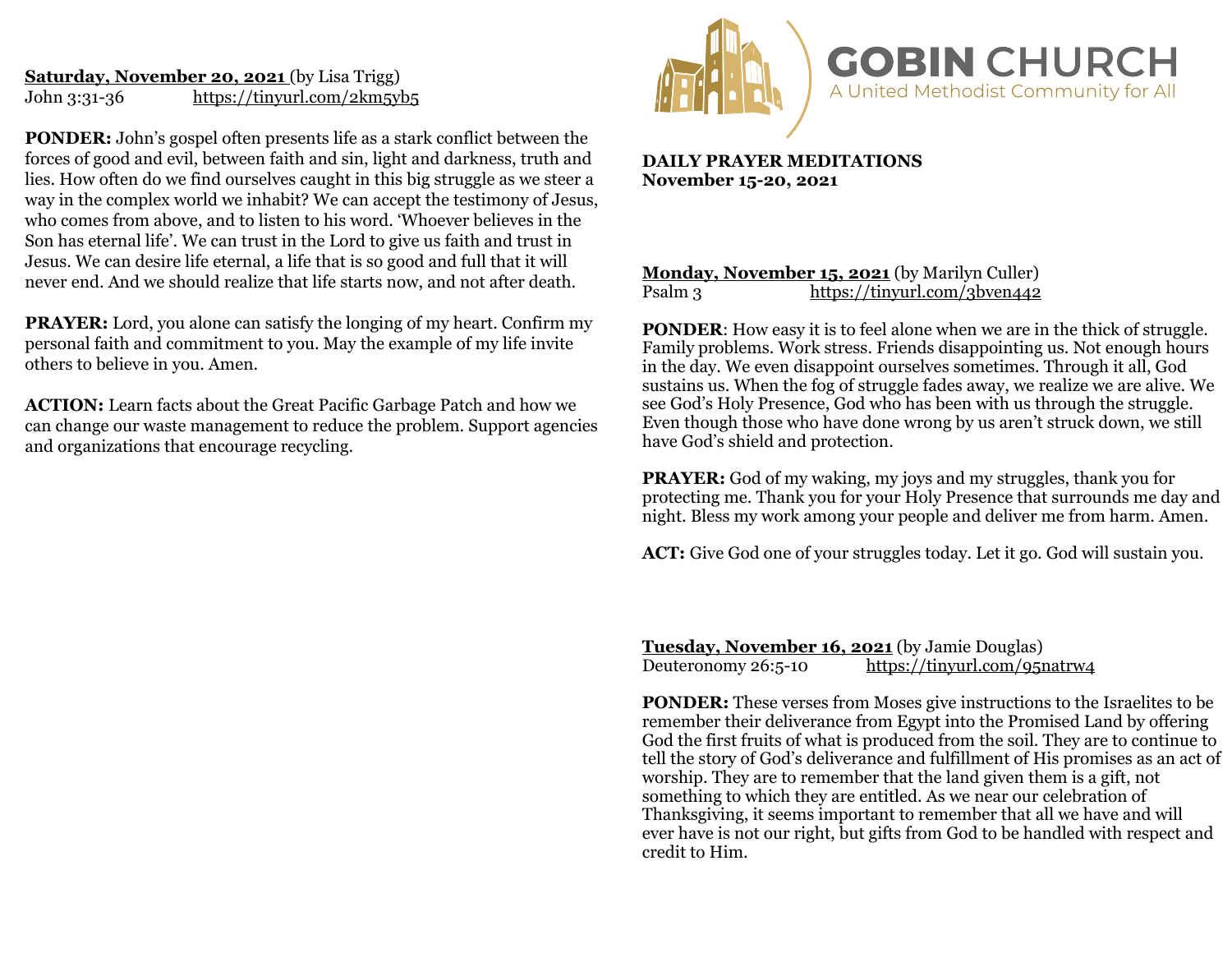# GOBIN CHURCH

A United Methodist Community for All

**DAILY PRAYER MEDITATIONS**
**November 15-20, 2021**

**Monday, November 15, 2021** (by Marilyn Culler)
Psalm 3 https://tinyurl.com/3bven442

**PONDER**: How easy it is to feel alone when we are in the thick of struggle. Family problems. Work stress. Friends disappointing us. Not enough hours in the day. We even disappoint ourselves sometimes. Through it all, God sustains us. When the fog of struggle fades away, we realize we are alive. We see God's Holy Presence, God who has been with us through the struggle. Even though those who have done wrong by us aren't struck down, we still have God's shield and protection.

**PRAYER:** God of my waking, my joys and my struggles, thank you for protecting me. Thank you for your Holy Presence that surrounds me day and night. Bless my work among your people and deliver me from harm. Amen.

**ACT:** Give God one of your struggles today. Let it go. God will sustain you.

**Tuesday, November 16, 2021** (by Jamie Douglas)
Deuteronomy 26:5-10 https://tinyurl.com/95natrw4

**PONDER:** These verses from Moses give instructions to the Israelites to be remember their deliverance from Egypt into the Promised Land by offering God the first fruits of what is produced from the soil. They are to continue to tell the story of God's deliverance and fulfillment of His promises as an act of worship. They are to remember that the land given them is a gift, not something to which they are entitled. As we near our celebration of Thanksgiving, it seems important to remember that all we have and will ever have is not our right, but gifts from God to be handled with respect and credit to Him.

**Saturday, November 20, 2021** (by Lisa Trigg)
John 3:31-36 https://tinyurl.com/2km5yb5

**PONDER:** John's gospel often presents life as a stark conflict between the forces of good and evil, between faith and sin, light and darkness, truth and lies. How often do we find ourselves caught in this big struggle as we steer a way in the complex world we inhabit? We can accept the testimony of Jesus, who comes from above, and to listen to his word. 'Whoever believes in the Son has eternal life'. We can trust in the Lord to give us faith and trust in Jesus. We can desire life eternal, a life that is so good and full that it will never end. And we should realize that life starts now, and not after death.

**PRAYER:** Lord, you alone can satisfy the longing of my heart. Confirm my personal faith and commitment to you. May the example of my life invite others to believe in you. Amen.

**ACTION:** Learn facts about the Great Pacific Garbage Patch and how we can change our waste management to reduce the problem. Support agencies and organizations that encourage recycling.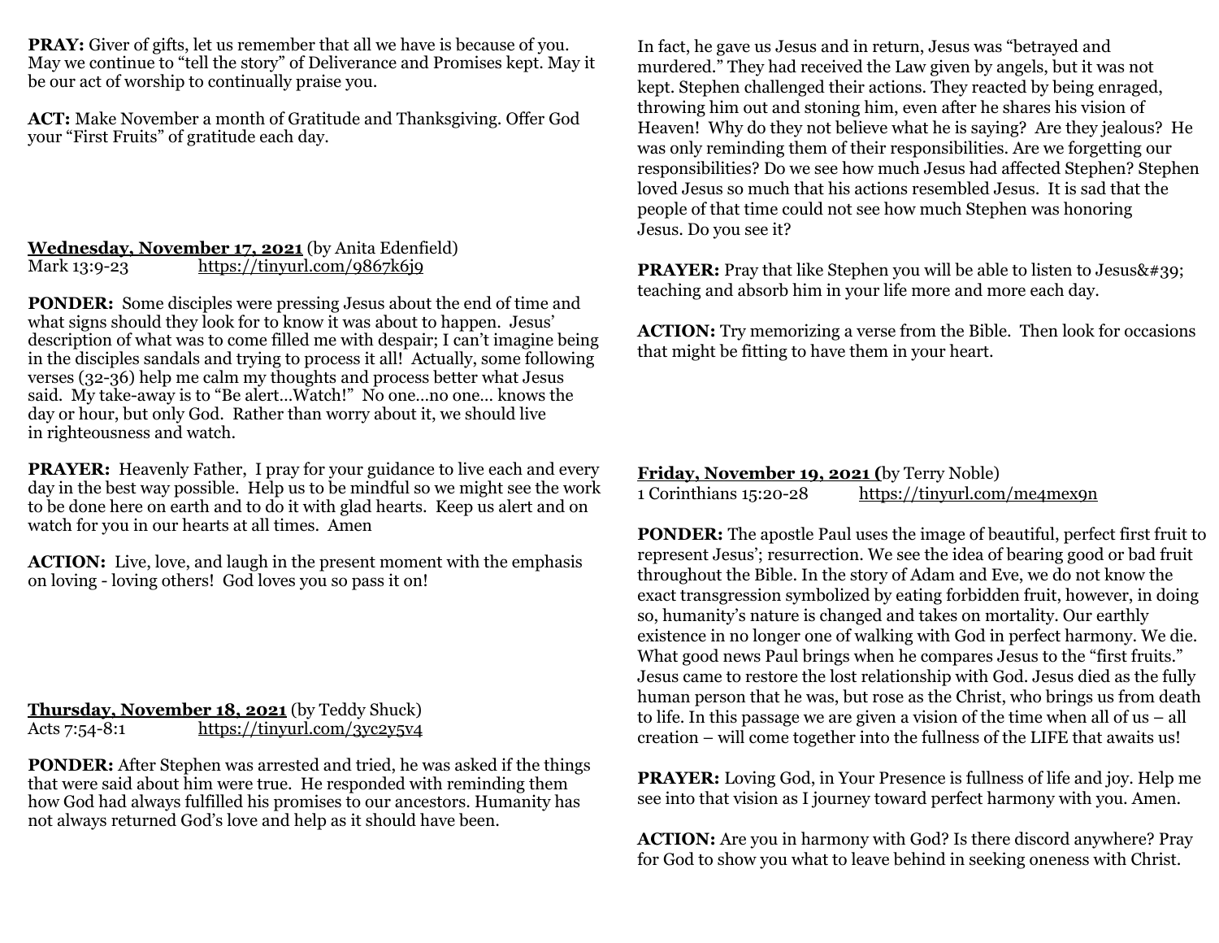**PRAY:** Giver of gifts, let us remember that all we have is because of you. May we continue to "tell the story" of Deliverance and Promises kept. May it be our act of worship to continually praise you.

**ACT:** Make November a month of Gratitude and Thanksgiving. Offer God your "First Fruits" of gratitude each day.

**Wednesday, November 17, 2021** (by Anita Edenfield)
Mark 13:9-23 https://tinyurl.com/9867k6j9

**PONDER:** Some disciples were pressing Jesus about the end of time and what signs should they look for to know it was about to happen. Jesus' description of what was to come filled me with despair; I can't imagine being in the disciples sandals and trying to process it all! Actually, some following verses (32-36) help me calm my thoughts and process better what Jesus said. My take-away is to "Be alert…Watch!" No one…no one… knows the day or hour, but only God. Rather than worry about it, we should live in righteousness and watch.

**PRAYER:** Heavenly Father, I pray for your guidance to live each and every day in the best way possible. Help us to be mindful so we might see the work to be done here on earth and to do it with glad hearts. Keep us alert and on watch for you in our hearts at all times. Amen

**ACTION:** Live, love, and laugh in the present moment with the emphasis on loving - loving others! God loves you so pass it on!

**Thursday, November 18, 2021** (by Teddy Shuck)
Acts 7:54-8:1 https://tinyurl.com/3yc2y5v4

**PONDER:** After Stephen was arrested and tried, he was asked if the things that were said about him were true. He responded with reminding them how God had always fulfilled his promises to our ancestors. Humanity has not always returned God's love and help as it should have been.

In fact, he gave us Jesus and in return, Jesus was "betrayed and murdered." They had received the Law given by angels, but it was not kept. Stephen challenged their actions. They reacted by being enraged, throwing him out and stoning him, even after he shares his vision of Heaven! Why do they not believe what he is saying? Are they jealous? He was only reminding them of their responsibilities. Are we forgetting our responsibilities? Do we see how much Jesus had affected Stephen? Stephen loved Jesus so much that his actions resembled Jesus. It is sad that the people of that time could not see how much Stephen was honoring Jesus. Do you see it?

**PRAYER:** Pray that like Stephen you will be able to listen to Jesus&#39; teaching and absorb him in your life more and more each day.

**ACTION:** Try memorizing a verse from the Bible. Then look for occasions that might be fitting to have them in your heart.

**Friday, November 19, 2021 (**by Terry Noble)
1 Corinthians 15:20-28 https://tinyurl.com/me4mex9n

**PONDER:** The apostle Paul uses the image of beautiful, perfect first fruit to represent Jesus'; resurrection. We see the idea of bearing good or bad fruit throughout the Bible. In the story of Adam and Eve, we do not know the exact transgression symbolized by eating forbidden fruit, however, in doing so, humanity's nature is changed and takes on mortality. Our earthly existence in no longer one of walking with God in perfect harmony. We die. What good news Paul brings when he compares Jesus to the "first fruits." Jesus came to restore the lost relationship with God. Jesus died as the fully human person that he was, but rose as the Christ, who brings us from death to life. In this passage we are given a vision of the time when all of us – all creation – will come together into the fullness of the LIFE that awaits us!

**PRAYER:** Loving God, in Your Presence is fullness of life and joy. Help me see into that vision as I journey toward perfect harmony with you. Amen.

**ACTION:** Are you in harmony with God? Is there discord anywhere? Pray for God to show you what to leave behind in seeking oneness with Christ.